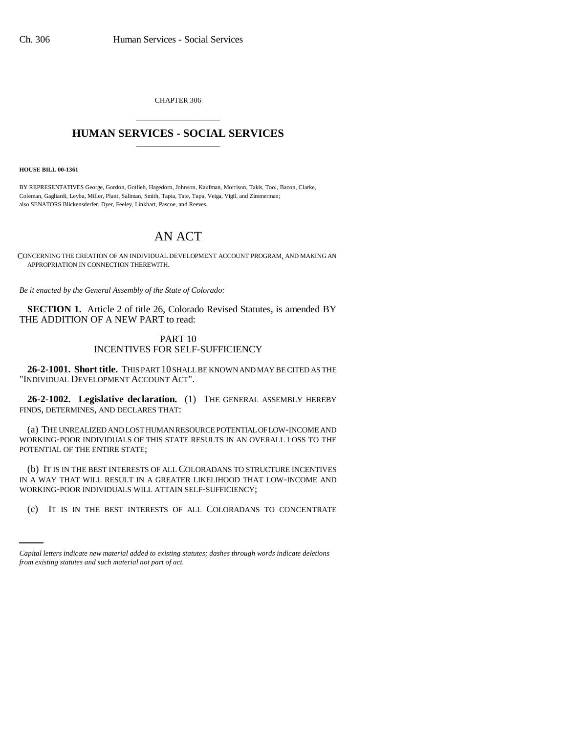CHAPTER 306

## HUMAN SERVICES - SOCIAL SERVICES

**HOUSE BILL 00-1361**

BY REPRESENTATIVES George, Gordon, Gotlieb, Hagedorn, Johnson, Kaufman, Morrison, Takis, Tool, Bacon, Clarke, Coleman, Gagliardi, Leyba, Miller, Plant, Saliman, Smith, Tapia, Tate, Tupa, Veiga, Vigil, and Zimmerman;
also SENATORS Blickensderfer, Dyer, Feeley, Linkhart, Pascoe, and Reeves.

# AN ACT

CONCERNING THE CREATION OF AN INDIVIDUAL DEVELOPMENT ACCOUNT PROGRAM, AND MAKING AN APPROPRIATION IN CONNECTION THEREWITH.

*Be it enacted by the General Assembly of the State of Colorado:*

**SECTION 1.** Article 2 of title 26, Colorado Revised Statutes, is amended BY THE ADDITION OF A NEW PART to read:

PART 10
INCENTIVES FOR SELF-SUFFICIENCY

**26-2-1001. Short title.** THIS PART 10 SHALL BE KNOWN AND MAY BE CITED AS THE "INDIVIDUAL DEVELOPMENT ACCOUNT ACT".

**26-2-1002. Legislative declaration.** (1) THE GENERAL ASSEMBLY HEREBY FINDS, DETERMINES, AND DECLARES THAT:

(a) THE UNREALIZED AND LOST HUMAN RESOURCE POTENTIAL OF LOW-INCOME AND WORKING-POOR INDIVIDUALS OF THIS STATE RESULTS IN AN OVERALL LOSS TO THE POTENTIAL OF THE ENTIRE STATE;

(b) IT IS IN THE BEST INTERESTS OF ALL COLORADANS TO STRUCTURE INCENTIVES IN A WAY THAT WILL RESULT IN A GREATER LIKELIHOOD THAT LOW-INCOME AND WORKING-POOR INDIVIDUALS WILL ATTAIN SELF-SUFFICIENCY;

(c) IT IS IN THE BEST INTERESTS OF ALL COLORADANS TO CONCENTRATE

*Capital letters indicate new material added to existing statutes; dashes through words indicate deletions from existing statutes and such material not part of act.*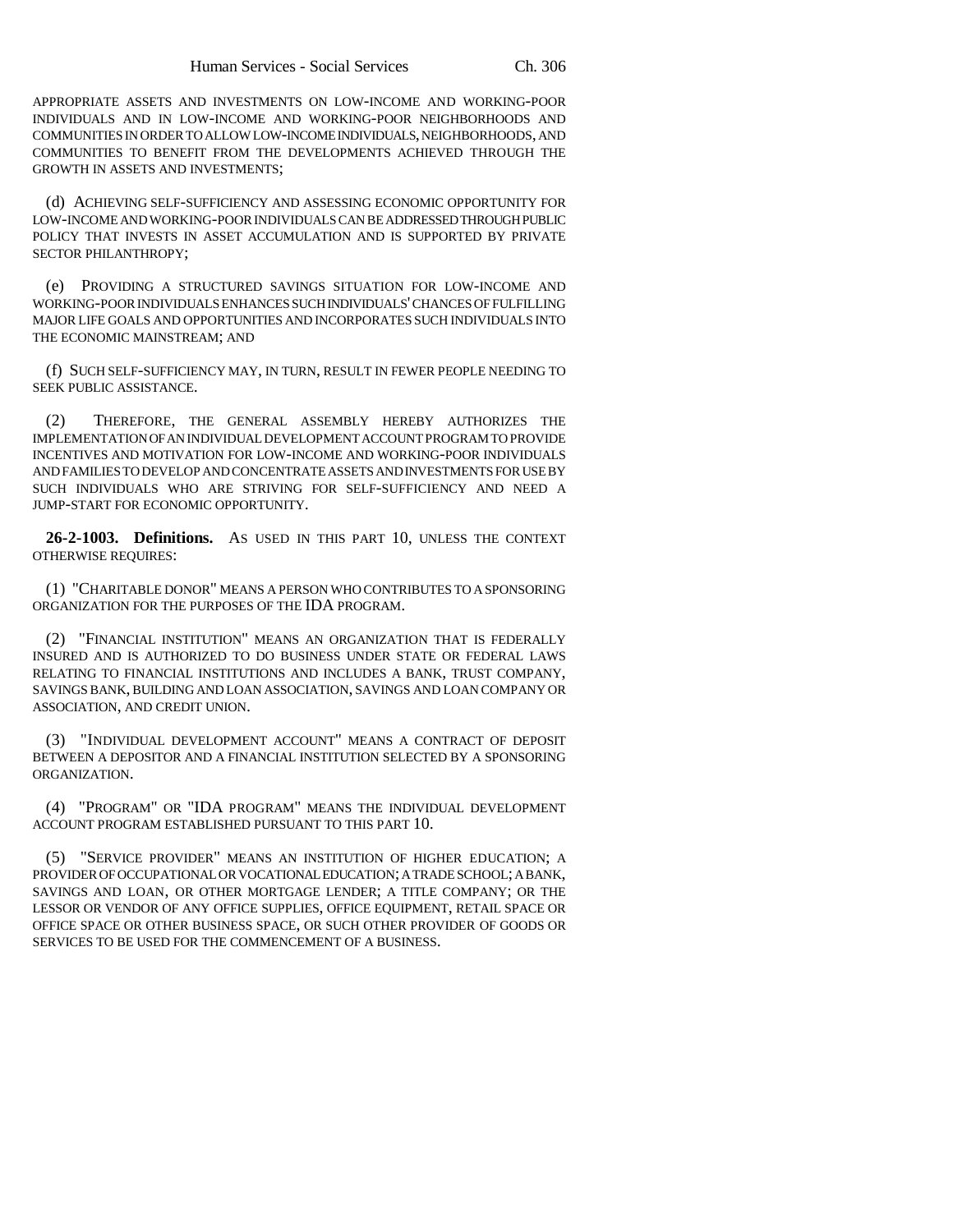APPROPRIATE ASSETS AND INVESTMENTS ON LOW-INCOME AND WORKING-POOR INDIVIDUALS AND IN LOW-INCOME AND WORKING-POOR NEIGHBORHOODS AND COMMUNITIES IN ORDER TO ALLOW LOW-INCOME INDIVIDUALS, NEIGHBORHOODS, AND COMMUNITIES TO BENEFIT FROM THE DEVELOPMENTS ACHIEVED THROUGH THE GROWTH IN ASSETS AND INVESTMENTS;

(d) ACHIEVING SELF-SUFFICIENCY AND ASSESSING ECONOMIC OPPORTUNITY FOR LOW-INCOME AND WORKING-POOR INDIVIDUALS CAN BE ADDRESSED THROUGH PUBLIC POLICY THAT INVESTS IN ASSET ACCUMULATION AND IS SUPPORTED BY PRIVATE SECTOR PHILANTHROPY;

(e) PROVIDING A STRUCTURED SAVINGS SITUATION FOR LOW-INCOME AND WORKING-POOR INDIVIDUALS ENHANCES SUCH INDIVIDUALS' CHANCES OF FULFILLING MAJOR LIFE GOALS AND OPPORTUNITIES AND INCORPORATES SUCH INDIVIDUALS INTO THE ECONOMIC MAINSTREAM; AND

(f) SUCH SELF-SUFFICIENCY MAY, IN TURN, RESULT IN FEWER PEOPLE NEEDING TO SEEK PUBLIC ASSISTANCE.

(2) THEREFORE, THE GENERAL ASSEMBLY HEREBY AUTHORIZES THE IMPLEMENTATION OF AN INDIVIDUAL DEVELOPMENT ACCOUNT PROGRAM TO PROVIDE INCENTIVES AND MOTIVATION FOR LOW-INCOME AND WORKING-POOR INDIVIDUALS AND FAMILIES TO DEVELOP AND CONCENTRATE ASSETS AND INVESTMENTS FOR USE BY SUCH INDIVIDUALS WHO ARE STRIVING FOR SELF-SUFFICIENCY AND NEED A JUMP-START FOR ECONOMIC OPPORTUNITY.

**26-2-1003. Definitions.** AS USED IN THIS PART 10, UNLESS THE CONTEXT OTHERWISE REQUIRES:

(1) "CHARITABLE DONOR" MEANS A PERSON WHO CONTRIBUTES TO A SPONSORING ORGANIZATION FOR THE PURPOSES OF THE IDA PROGRAM.

(2) "FINANCIAL INSTITUTION" MEANS AN ORGANIZATION THAT IS FEDERALLY INSURED AND IS AUTHORIZED TO DO BUSINESS UNDER STATE OR FEDERAL LAWS RELATING TO FINANCIAL INSTITUTIONS AND INCLUDES A BANK, TRUST COMPANY, SAVINGS BANK, BUILDING AND LOAN ASSOCIATION, SAVINGS AND LOAN COMPANY OR ASSOCIATION, AND CREDIT UNION.

(3) "INDIVIDUAL DEVELOPMENT ACCOUNT" MEANS A CONTRACT OF DEPOSIT BETWEEN A DEPOSITOR AND A FINANCIAL INSTITUTION SELECTED BY A SPONSORING ORGANIZATION.

(4) "PROGRAM" OR "IDA PROGRAM" MEANS THE INDIVIDUAL DEVELOPMENT ACCOUNT PROGRAM ESTABLISHED PURSUANT TO THIS PART 10.

(5) "SERVICE PROVIDER" MEANS AN INSTITUTION OF HIGHER EDUCATION; A PROVIDER OF OCCUPATIONAL OR VOCATIONAL EDUCATION; A TRADE SCHOOL; A BANK, SAVINGS AND LOAN, OR OTHER MORTGAGE LENDER; A TITLE COMPANY; OR THE LESSOR OR VENDOR OF ANY OFFICE SUPPLIES, OFFICE EQUIPMENT, RETAIL SPACE OR OFFICE SPACE OR OTHER BUSINESS SPACE, OR SUCH OTHER PROVIDER OF GOODS OR SERVICES TO BE USED FOR THE COMMENCEMENT OF A BUSINESS.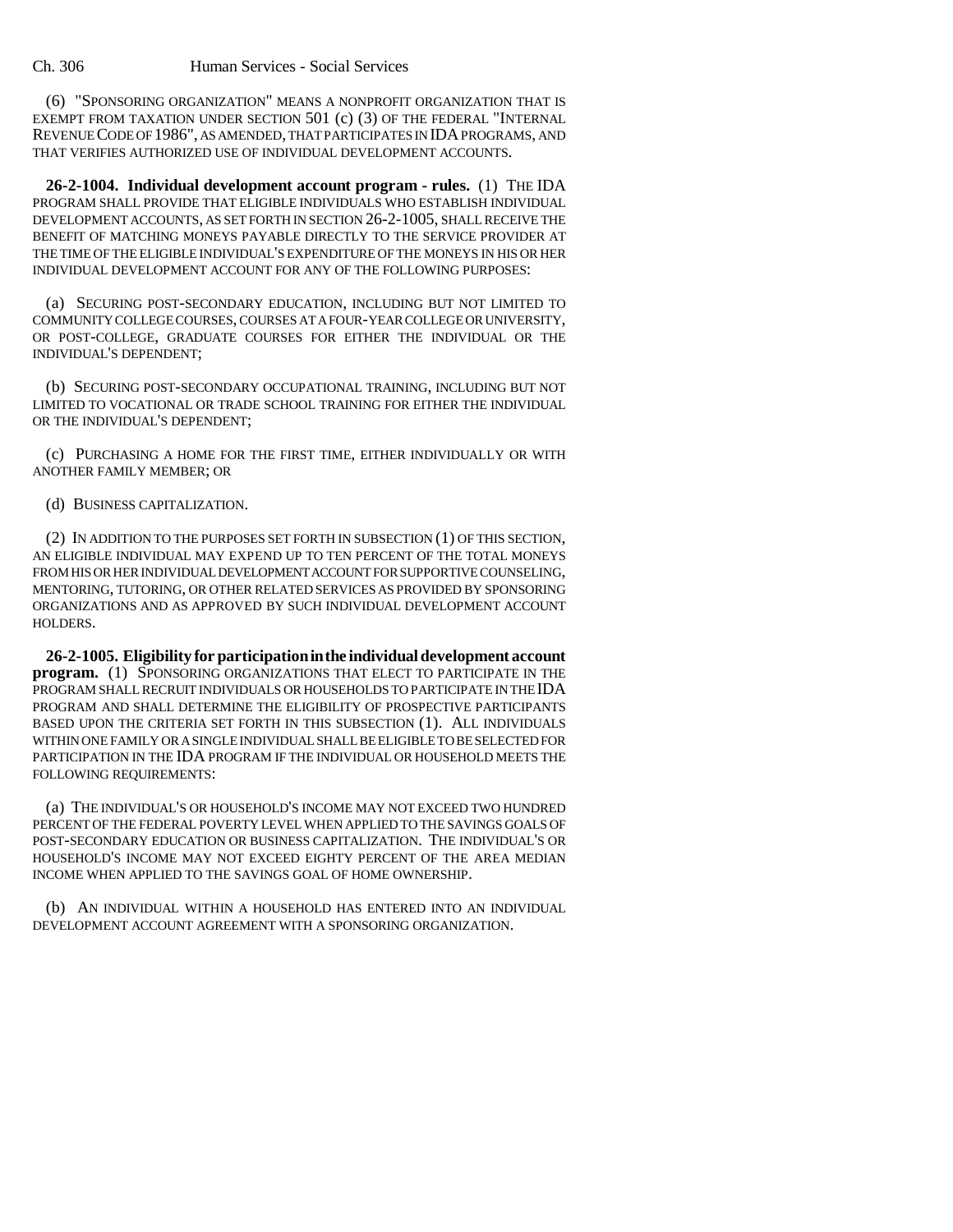(6) "SPONSORING ORGANIZATION" MEANS A NONPROFIT ORGANIZATION THAT IS EXEMPT FROM TAXATION UNDER SECTION 501 (c) (3) OF THE FEDERAL "INTERNAL REVENUE CODE OF 1986", AS AMENDED, THAT PARTICIPATES IN IDA PROGRAMS, AND THAT VERIFIES AUTHORIZED USE OF INDIVIDUAL DEVELOPMENT ACCOUNTS.

**26-2-1004. Individual development account program - rules.** (1) THE IDA PROGRAM SHALL PROVIDE THAT ELIGIBLE INDIVIDUALS WHO ESTABLISH INDIVIDUAL DEVELOPMENT ACCOUNTS, AS SET FORTH IN SECTION 26-2-1005, SHALL RECEIVE THE BENEFIT OF MATCHING MONEYS PAYABLE DIRECTLY TO THE SERVICE PROVIDER AT THE TIME OF THE ELIGIBLE INDIVIDUAL'S EXPENDITURE OF THE MONEYS IN HIS OR HER INDIVIDUAL DEVELOPMENT ACCOUNT FOR ANY OF THE FOLLOWING PURPOSES:

(a) SECURING POST-SECONDARY EDUCATION, INCLUDING BUT NOT LIMITED TO COMMUNITY COLLEGE COURSES, COURSES AT A FOUR-YEAR COLLEGE OR UNIVERSITY, OR POST-COLLEGE, GRADUATE COURSES FOR EITHER THE INDIVIDUAL OR THE INDIVIDUAL'S DEPENDENT;

(b) SECURING POST-SECONDARY OCCUPATIONAL TRAINING, INCLUDING BUT NOT LIMITED TO VOCATIONAL OR TRADE SCHOOL TRAINING FOR EITHER THE INDIVIDUAL OR THE INDIVIDUAL'S DEPENDENT;

(c) PURCHASING A HOME FOR THE FIRST TIME, EITHER INDIVIDUALLY OR WITH ANOTHER FAMILY MEMBER; OR

(d) BUSINESS CAPITALIZATION.

(2) IN ADDITION TO THE PURPOSES SET FORTH IN SUBSECTION (1) OF THIS SECTION, AN ELIGIBLE INDIVIDUAL MAY EXPEND UP TO TEN PERCENT OF THE TOTAL MONEYS FROM HIS OR HER INDIVIDUAL DEVELOPMENT ACCOUNT FOR SUPPORTIVE COUNSELING, MENTORING, TUTORING, OR OTHER RELATED SERVICES AS PROVIDED BY SPONSORING ORGANIZATIONS AND AS APPROVED BY SUCH INDIVIDUAL DEVELOPMENT ACCOUNT HOLDERS.

**26-2-1005. Eligibility for participation in the individual development account program.** (1) SPONSORING ORGANIZATIONS THAT ELECT TO PARTICIPATE IN THE PROGRAM SHALL RECRUIT INDIVIDUALS OR HOUSEHOLDS TO PARTICIPATE IN THE IDA PROGRAM AND SHALL DETERMINE THE ELIGIBILITY OF PROSPECTIVE PARTICIPANTS BASED UPON THE CRITERIA SET FORTH IN THIS SUBSECTION (1). ALL INDIVIDUALS WITHIN ONE FAMILY OR A SINGLE INDIVIDUAL SHALL BE ELIGIBLE TO BE SELECTED FOR PARTICIPATION IN THE IDA PROGRAM IF THE INDIVIDUAL OR HOUSEHOLD MEETS THE FOLLOWING REQUIREMENTS:

(a) THE INDIVIDUAL'S OR HOUSEHOLD'S INCOME MAY NOT EXCEED TWO HUNDRED PERCENT OF THE FEDERAL POVERTY LEVEL WHEN APPLIED TO THE SAVINGS GOALS OF POST-SECONDARY EDUCATION OR BUSINESS CAPITALIZATION. THE INDIVIDUAL'S OR HOUSEHOLD'S INCOME MAY NOT EXCEED EIGHTY PERCENT OF THE AREA MEDIAN INCOME WHEN APPLIED TO THE SAVINGS GOAL OF HOME OWNERSHIP.

(b) AN INDIVIDUAL WITHIN A HOUSEHOLD HAS ENTERED INTO AN INDIVIDUAL DEVELOPMENT ACCOUNT AGREEMENT WITH A SPONSORING ORGANIZATION.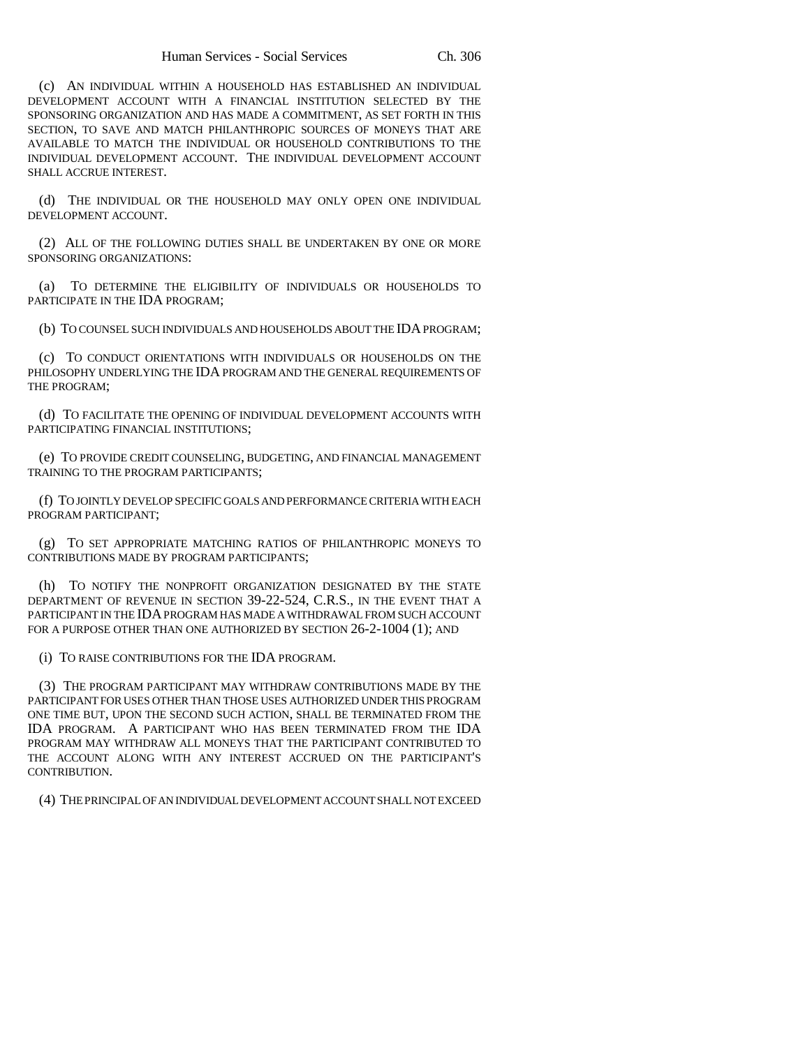(c) AN INDIVIDUAL WITHIN A HOUSEHOLD HAS ESTABLISHED AN INDIVIDUAL DEVELOPMENT ACCOUNT WITH A FINANCIAL INSTITUTION SELECTED BY THE SPONSORING ORGANIZATION AND HAS MADE A COMMITMENT, AS SET FORTH IN THIS SECTION, TO SAVE AND MATCH PHILANTHROPIC SOURCES OF MONEYS THAT ARE AVAILABLE TO MATCH THE INDIVIDUAL OR HOUSEHOLD CONTRIBUTIONS TO THE INDIVIDUAL DEVELOPMENT ACCOUNT. THE INDIVIDUAL DEVELOPMENT ACCOUNT SHALL ACCRUE INTEREST.

(d) THE INDIVIDUAL OR THE HOUSEHOLD MAY ONLY OPEN ONE INDIVIDUAL DEVELOPMENT ACCOUNT.

(2) ALL OF THE FOLLOWING DUTIES SHALL BE UNDERTAKEN BY ONE OR MORE SPONSORING ORGANIZATIONS:

(a) TO DETERMINE THE ELIGIBILITY OF INDIVIDUALS OR HOUSEHOLDS TO PARTICIPATE IN THE IDA PROGRAM;

(b) TO COUNSEL SUCH INDIVIDUALS AND HOUSEHOLDS ABOUT THE IDA PROGRAM;

(c) TO CONDUCT ORIENTATIONS WITH INDIVIDUALS OR HOUSEHOLDS ON THE PHILOSOPHY UNDERLYING THE IDA PROGRAM AND THE GENERAL REQUIREMENTS OF THE PROGRAM;

(d) TO FACILITATE THE OPENING OF INDIVIDUAL DEVELOPMENT ACCOUNTS WITH PARTICIPATING FINANCIAL INSTITUTIONS;

(e) TO PROVIDE CREDIT COUNSELING, BUDGETING, AND FINANCIAL MANAGEMENT TRAINING TO THE PROGRAM PARTICIPANTS;

(f) TO JOINTLY DEVELOP SPECIFIC GOALS AND PERFORMANCE CRITERIA WITH EACH PROGRAM PARTICIPANT;

(g) TO SET APPROPRIATE MATCHING RATIOS OF PHILANTHROPIC MONEYS TO CONTRIBUTIONS MADE BY PROGRAM PARTICIPANTS;

(h) TO NOTIFY THE NONPROFIT ORGANIZATION DESIGNATED BY THE STATE DEPARTMENT OF REVENUE IN SECTION 39-22-524, C.R.S., IN THE EVENT THAT A PARTICIPANT IN THE IDA PROGRAM HAS MADE A WITHDRAWAL FROM SUCH ACCOUNT FOR A PURPOSE OTHER THAN ONE AUTHORIZED BY SECTION 26-2-1004 (1); AND

(i) TO RAISE CONTRIBUTIONS FOR THE IDA PROGRAM.

(3) THE PROGRAM PARTICIPANT MAY WITHDRAW CONTRIBUTIONS MADE BY THE PARTICIPANT FOR USES OTHER THAN THOSE USES AUTHORIZED UNDER THIS PROGRAM ONE TIME BUT, UPON THE SECOND SUCH ACTION, SHALL BE TERMINATED FROM THE IDA PROGRAM. A PARTICIPANT WHO HAS BEEN TERMINATED FROM THE IDA PROGRAM MAY WITHDRAW ALL MONEYS THAT THE PARTICIPANT CONTRIBUTED TO THE ACCOUNT ALONG WITH ANY INTEREST ACCRUED ON THE PARTICIPANT'S CONTRIBUTION.

(4) THE PRINCIPAL OF AN INDIVIDUAL DEVELOPMENT ACCOUNT SHALL NOT EXCEED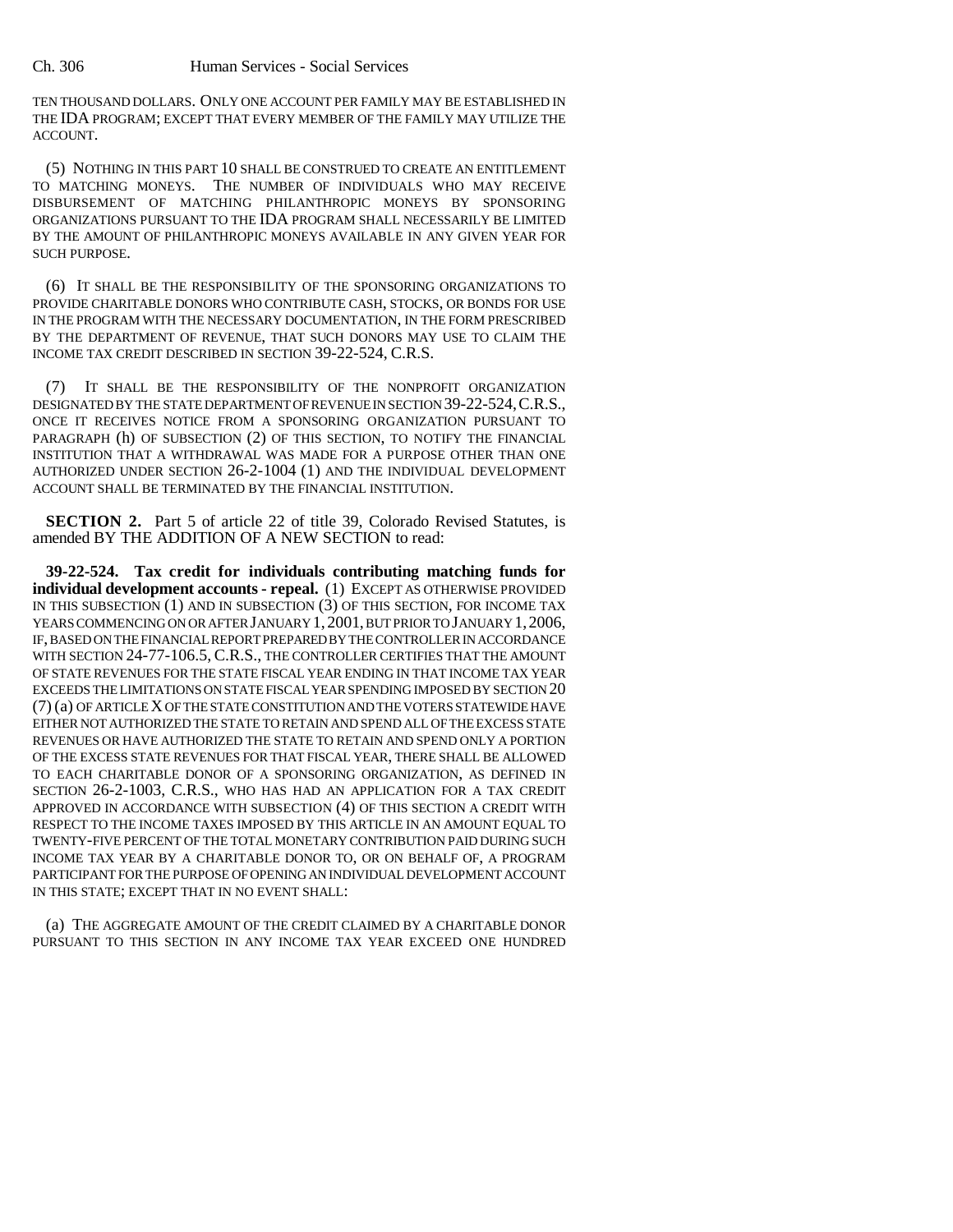TEN THOUSAND DOLLARS. ONLY ONE ACCOUNT PER FAMILY MAY BE ESTABLISHED IN THE IDA PROGRAM; EXCEPT THAT EVERY MEMBER OF THE FAMILY MAY UTILIZE THE ACCOUNT.

(5) NOTHING IN THIS PART 10 SHALL BE CONSTRUED TO CREATE AN ENTITLEMENT TO MATCHING MONEYS. THE NUMBER OF INDIVIDUALS WHO MAY RECEIVE DISBURSEMENT OF MATCHING PHILANTHROPIC MONEYS BY SPONSORING ORGANIZATIONS PURSUANT TO THE IDA PROGRAM SHALL NECESSARILY BE LIMITED BY THE AMOUNT OF PHILANTHROPIC MONEYS AVAILABLE IN ANY GIVEN YEAR FOR SUCH PURPOSE.

(6) IT SHALL BE THE RESPONSIBILITY OF THE SPONSORING ORGANIZATIONS TO PROVIDE CHARITABLE DONORS WHO CONTRIBUTE CASH, STOCKS, OR BONDS FOR USE IN THE PROGRAM WITH THE NECESSARY DOCUMENTATION, IN THE FORM PRESCRIBED BY THE DEPARTMENT OF REVENUE, THAT SUCH DONORS MAY USE TO CLAIM THE INCOME TAX CREDIT DESCRIBED IN SECTION 39-22-524, C.R.S.

(7) IT SHALL BE THE RESPONSIBILITY OF THE NONPROFIT ORGANIZATION DESIGNATED BY THE STATE DEPARTMENT OF REVENUE IN SECTION 39-22-524, C.R.S., ONCE IT RECEIVES NOTICE FROM A SPONSORING ORGANIZATION PURSUANT TO PARAGRAPH (h) OF SUBSECTION (2) OF THIS SECTION, TO NOTIFY THE FINANCIAL INSTITUTION THAT A WITHDRAWAL WAS MADE FOR A PURPOSE OTHER THAN ONE AUTHORIZED UNDER SECTION 26-2-1004 (1) AND THE INDIVIDUAL DEVELOPMENT ACCOUNT SHALL BE TERMINATED BY THE FINANCIAL INSTITUTION.

**SECTION 2.** Part 5 of article 22 of title 39, Colorado Revised Statutes, is amended BY THE ADDITION OF A NEW SECTION to read:

**39-22-524. Tax credit for individuals contributing matching funds for individual development accounts - repeal.** (1) EXCEPT AS OTHERWISE PROVIDED IN THIS SUBSECTION (1) AND IN SUBSECTION (3) OF THIS SECTION, FOR INCOME TAX YEARS COMMENCING ON OR AFTER JANUARY 1, 2001, BUT PRIOR TO JANUARY 1, 2006, IF, BASED ON THE FINANCIAL REPORT PREPARED BY THE CONTROLLER IN ACCORDANCE WITH SECTION 24-77-106.5, C.R.S., THE CONTROLLER CERTIFIES THAT THE AMOUNT OF STATE REVENUES FOR THE STATE FISCAL YEAR ENDING IN THAT INCOME TAX YEAR EXCEEDS THE LIMITATIONS ON STATE FISCAL YEAR SPENDING IMPOSED BY SECTION 20 (7) (a) OF ARTICLE X OF THE STATE CONSTITUTION AND THE VOTERS STATEWIDE HAVE EITHER NOT AUTHORIZED THE STATE TO RETAIN AND SPEND ALL OF THE EXCESS STATE REVENUES OR HAVE AUTHORIZED THE STATE TO RETAIN AND SPEND ONLY A PORTION OF THE EXCESS STATE REVENUES FOR THAT FISCAL YEAR, THERE SHALL BE ALLOWED TO EACH CHARITABLE DONOR OF A SPONSORING ORGANIZATION, AS DEFINED IN SECTION 26-2-1003, C.R.S., WHO HAS HAD AN APPLICATION FOR A TAX CREDIT APPROVED IN ACCORDANCE WITH SUBSECTION (4) OF THIS SECTION A CREDIT WITH RESPECT TO THE INCOME TAXES IMPOSED BY THIS ARTICLE IN AN AMOUNT EQUAL TO TWENTY-FIVE PERCENT OF THE TOTAL MONETARY CONTRIBUTION PAID DURING SUCH INCOME TAX YEAR BY A CHARITABLE DONOR TO, OR ON BEHALF OF, A PROGRAM PARTICIPANT FOR THE PURPOSE OF OPENING AN INDIVIDUAL DEVELOPMENT ACCOUNT IN THIS STATE; EXCEPT THAT IN NO EVENT SHALL:

(a) THE AGGREGATE AMOUNT OF THE CREDIT CLAIMED BY A CHARITABLE DONOR PURSUANT TO THIS SECTION IN ANY INCOME TAX YEAR EXCEED ONE HUNDRED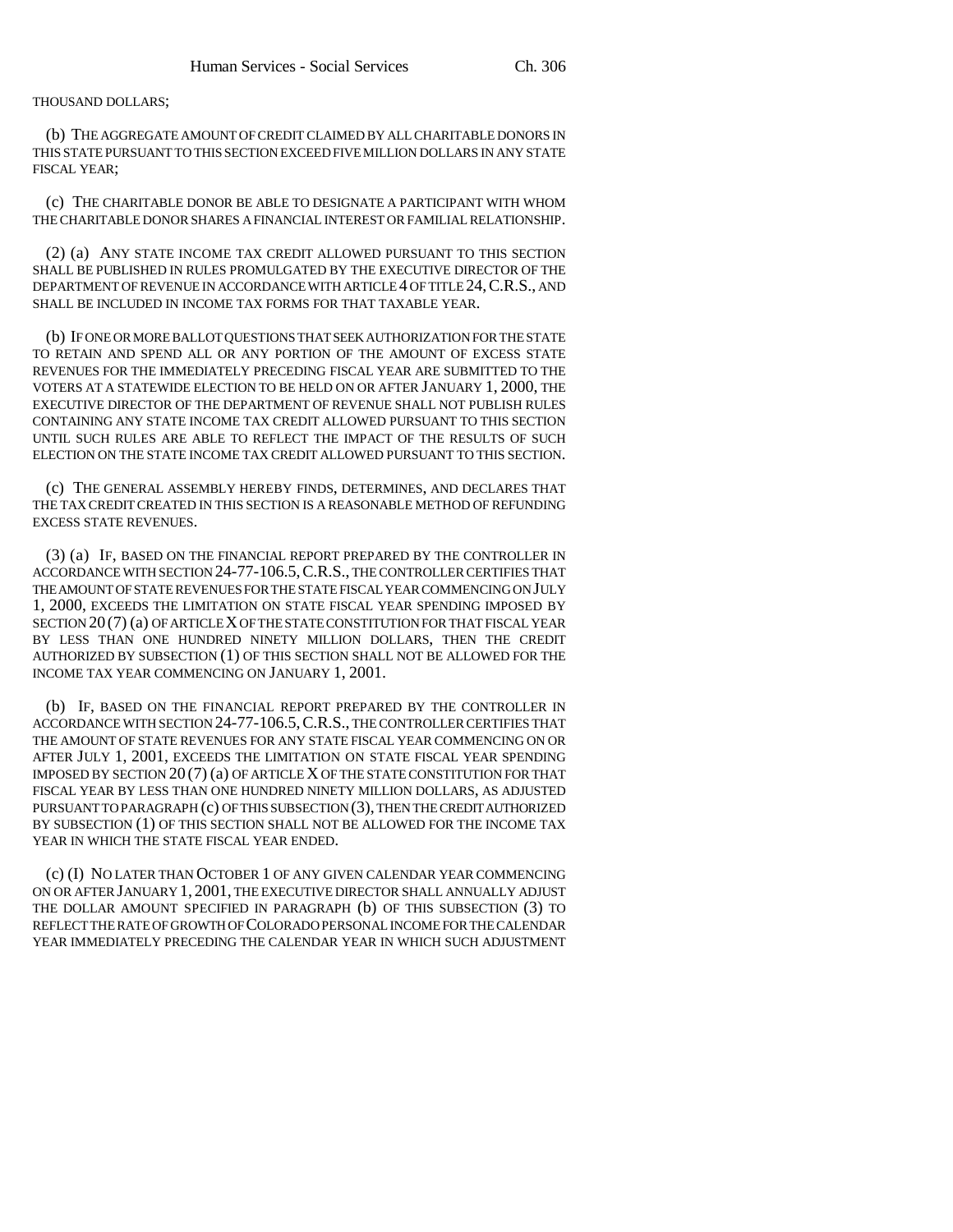THOUSAND DOLLARS;

(b) THE AGGREGATE AMOUNT OF CREDIT CLAIMED BY ALL CHARITABLE DONORS IN THIS STATE PURSUANT TO THIS SECTION EXCEED FIVE MILLION DOLLARS IN ANY STATE FISCAL YEAR;

(c) THE CHARITABLE DONOR BE ABLE TO DESIGNATE A PARTICIPANT WITH WHOM THE CHARITABLE DONOR SHARES A FINANCIAL INTEREST OR FAMILIAL RELATIONSHIP.

(2) (a) ANY STATE INCOME TAX CREDIT ALLOWED PURSUANT TO THIS SECTION SHALL BE PUBLISHED IN RULES PROMULGATED BY THE EXECUTIVE DIRECTOR OF THE DEPARTMENT OF REVENUE IN ACCORDANCE WITH ARTICLE 4 OF TITLE 24, C.R.S., AND SHALL BE INCLUDED IN INCOME TAX FORMS FOR THAT TAXABLE YEAR.

(b) IF ONE OR MORE BALLOT QUESTIONS THAT SEEK AUTHORIZATION FOR THE STATE TO RETAIN AND SPEND ALL OR ANY PORTION OF THE AMOUNT OF EXCESS STATE REVENUES FOR THE IMMEDIATELY PRECEDING FISCAL YEAR ARE SUBMITTED TO THE VOTERS AT A STATEWIDE ELECTION TO BE HELD ON OR AFTER JANUARY 1, 2000, THE EXECUTIVE DIRECTOR OF THE DEPARTMENT OF REVENUE SHALL NOT PUBLISH RULES CONTAINING ANY STATE INCOME TAX CREDIT ALLOWED PURSUANT TO THIS SECTION UNTIL SUCH RULES ARE ABLE TO REFLECT THE IMPACT OF THE RESULTS OF SUCH ELECTION ON THE STATE INCOME TAX CREDIT ALLOWED PURSUANT TO THIS SECTION.

(c) THE GENERAL ASSEMBLY HEREBY FINDS, DETERMINES, AND DECLARES THAT THE TAX CREDIT CREATED IN THIS SECTION IS A REASONABLE METHOD OF REFUNDING EXCESS STATE REVENUES.

(3) (a) IF, BASED ON THE FINANCIAL REPORT PREPARED BY THE CONTROLLER IN ACCORDANCE WITH SECTION 24-77-106.5, C.R.S., THE CONTROLLER CERTIFIES THAT THE AMOUNT OF STATE REVENUES FOR THE STATE FISCAL YEAR COMMENCING ON JULY 1, 2000, EXCEEDS THE LIMITATION ON STATE FISCAL YEAR SPENDING IMPOSED BY SECTION 20 (7) (a) OF ARTICLE X OF THE STATE CONSTITUTION FOR THAT FISCAL YEAR BY LESS THAN ONE HUNDRED NINETY MILLION DOLLARS, THEN THE CREDIT AUTHORIZED BY SUBSECTION (1) OF THIS SECTION SHALL NOT BE ALLOWED FOR THE INCOME TAX YEAR COMMENCING ON JANUARY 1, 2001.

(b) IF, BASED ON THE FINANCIAL REPORT PREPARED BY THE CONTROLLER IN ACCORDANCE WITH SECTION 24-77-106.5, C.R.S., THE CONTROLLER CERTIFIES THAT THE AMOUNT OF STATE REVENUES FOR ANY STATE FISCAL YEAR COMMENCING ON OR AFTER JULY 1, 2001, EXCEEDS THE LIMITATION ON STATE FISCAL YEAR SPENDING IMPOSED BY SECTION 20 (7) (a) OF ARTICLE X OF THE STATE CONSTITUTION FOR THAT FISCAL YEAR BY LESS THAN ONE HUNDRED NINETY MILLION DOLLARS, AS ADJUSTED PURSUANT TO PARAGRAPH (c) OF THIS SUBSECTION (3), THEN THE CREDIT AUTHORIZED BY SUBSECTION (1) OF THIS SECTION SHALL NOT BE ALLOWED FOR THE INCOME TAX YEAR IN WHICH THE STATE FISCAL YEAR ENDED.

(c) (I) NO LATER THAN OCTOBER 1 OF ANY GIVEN CALENDAR YEAR COMMENCING ON OR AFTER JANUARY 1, 2001, THE EXECUTIVE DIRECTOR SHALL ANNUALLY ADJUST THE DOLLAR AMOUNT SPECIFIED IN PARAGRAPH (b) OF THIS SUBSECTION (3) TO REFLECT THE RATE OF GROWTH OF COLORADO PERSONAL INCOME FOR THE CALENDAR YEAR IMMEDIATELY PRECEDING THE CALENDAR YEAR IN WHICH SUCH ADJUSTMENT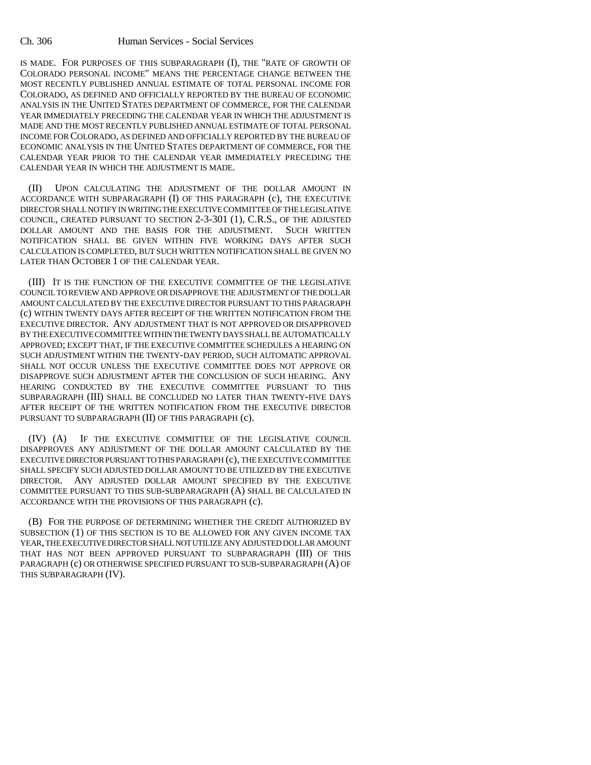IS MADE. FOR PURPOSES OF THIS SUBPARAGRAPH (I), THE "RATE OF GROWTH OF COLORADO PERSONAL INCOME" MEANS THE PERCENTAGE CHANGE BETWEEN THE MOST RECENTLY PUBLISHED ANNUAL ESTIMATE OF TOTAL PERSONAL INCOME FOR COLORADO, AS DEFINED AND OFFICIALLY REPORTED BY THE BUREAU OF ECONOMIC ANALYSIS IN THE UNITED STATES DEPARTMENT OF COMMERCE, FOR THE CALENDAR YEAR IMMEDIATELY PRECEDING THE CALENDAR YEAR IN WHICH THE ADJUSTMENT IS MADE AND THE MOST RECENTLY PUBLISHED ANNUAL ESTIMATE OF TOTAL PERSONAL INCOME FOR COLORADO, AS DEFINED AND OFFICIALLY REPORTED BY THE BUREAU OF ECONOMIC ANALYSIS IN THE UNITED STATES DEPARTMENT OF COMMERCE, FOR THE CALENDAR YEAR PRIOR TO THE CALENDAR YEAR IMMEDIATELY PRECEDING THE CALENDAR YEAR IN WHICH THE ADJUSTMENT IS MADE.

(II) UPON CALCULATING THE ADJUSTMENT OF THE DOLLAR AMOUNT IN ACCORDANCE WITH SUBPARAGRAPH (I) OF THIS PARAGRAPH (c), THE EXECUTIVE DIRECTOR SHALL NOTIFY IN WRITING THE EXECUTIVE COMMITTEE OF THE LEGISLATIVE COUNCIL, CREATED PURSUANT TO SECTION 2-3-301 (1), C.R.S., OF THE ADJUSTED DOLLAR AMOUNT AND THE BASIS FOR THE ADJUSTMENT. SUCH WRITTEN NOTIFICATION SHALL BE GIVEN WITHIN FIVE WORKING DAYS AFTER SUCH CALCULATION IS COMPLETED, BUT SUCH WRITTEN NOTIFICATION SHALL BE GIVEN NO LATER THAN OCTOBER 1 OF THE CALENDAR YEAR.

(III) IT IS THE FUNCTION OF THE EXECUTIVE COMMITTEE OF THE LEGISLATIVE COUNCIL TO REVIEW AND APPROVE OR DISAPPROVE THE ADJUSTMENT OF THE DOLLAR AMOUNT CALCULATED BY THE EXECUTIVE DIRECTOR PURSUANT TO THIS PARAGRAPH (c) WITHIN TWENTY DAYS AFTER RECEIPT OF THE WRITTEN NOTIFICATION FROM THE EXECUTIVE DIRECTOR. ANY ADJUSTMENT THAT IS NOT APPROVED OR DISAPPROVED BY THE EXECUTIVE COMMITTEE WITHIN THE TWENTY DAYS SHALL BE AUTOMATICALLY APPROVED; EXCEPT THAT, IF THE EXECUTIVE COMMITTEE SCHEDULES A HEARING ON SUCH ADJUSTMENT WITHIN THE TWENTY-DAY PERIOD, SUCH AUTOMATIC APPROVAL SHALL NOT OCCUR UNLESS THE EXECUTIVE COMMITTEE DOES NOT APPROVE OR DISAPPROVE SUCH ADJUSTMENT AFTER THE CONCLUSION OF SUCH HEARING. ANY HEARING CONDUCTED BY THE EXECUTIVE COMMITTEE PURSUANT TO THIS SUBPARAGRAPH (III) SHALL BE CONCLUDED NO LATER THAN TWENTY-FIVE DAYS AFTER RECEIPT OF THE WRITTEN NOTIFICATION FROM THE EXECUTIVE DIRECTOR PURSUANT TO SUBPARAGRAPH (II) OF THIS PARAGRAPH (c).

(IV) (A) IF THE EXECUTIVE COMMITTEE OF THE LEGISLATIVE COUNCIL DISAPPROVES ANY ADJUSTMENT OF THE DOLLAR AMOUNT CALCULATED BY THE EXECUTIVE DIRECTOR PURSUANT TO THIS PARAGRAPH (c), THE EXECUTIVE COMMITTEE SHALL SPECIFY SUCH ADJUSTED DOLLAR AMOUNT TO BE UTILIZED BY THE EXECUTIVE DIRECTOR. ANY ADJUSTED DOLLAR AMOUNT SPECIFIED BY THE EXECUTIVE COMMITTEE PURSUANT TO THIS SUB-SUBPARAGRAPH (A) SHALL BE CALCULATED IN ACCORDANCE WITH THE PROVISIONS OF THIS PARAGRAPH (c).

(B) FOR THE PURPOSE OF DETERMINING WHETHER THE CREDIT AUTHORIZED BY SUBSECTION (1) OF THIS SECTION IS TO BE ALLOWED FOR ANY GIVEN INCOME TAX YEAR, THE EXECUTIVE DIRECTOR SHALL NOT UTILIZE ANY ADJUSTED DOLLAR AMOUNT THAT HAS NOT BEEN APPROVED PURSUANT TO SUBPARAGRAPH (III) OF THIS PARAGRAPH (c) OR OTHERWISE SPECIFIED PURSUANT TO SUB-SUBPARAGRAPH (A) OF THIS SUBPARAGRAPH (IV).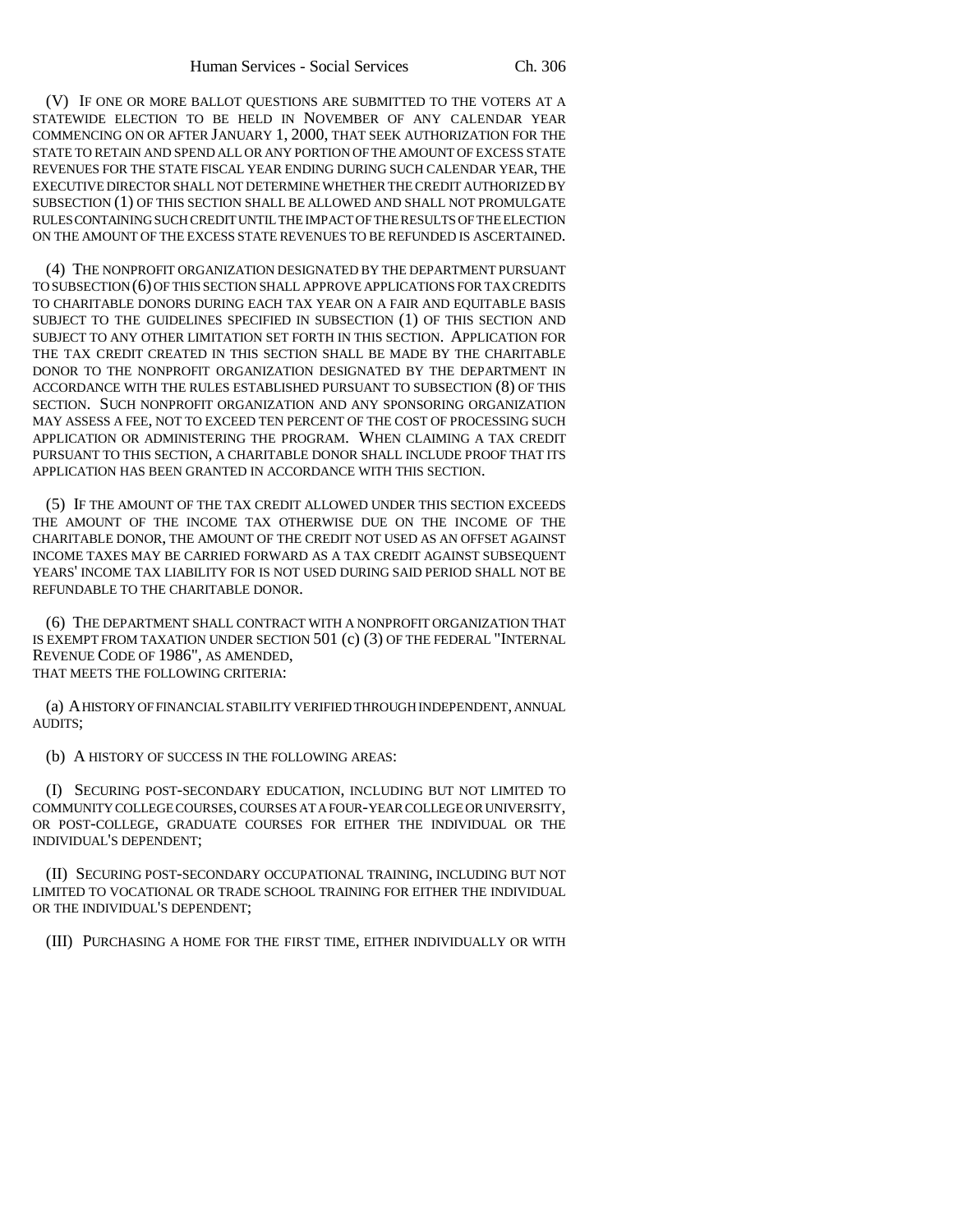(V) IF ONE OR MORE BALLOT QUESTIONS ARE SUBMITTED TO THE VOTERS AT A STATEWIDE ELECTION TO BE HELD IN NOVEMBER OF ANY CALENDAR YEAR COMMENCING ON OR AFTER JANUARY 1, 2000, THAT SEEK AUTHORIZATION FOR THE STATE TO RETAIN AND SPEND ALL OR ANY PORTION OF THE AMOUNT OF EXCESS STATE REVENUES FOR THE STATE FISCAL YEAR ENDING DURING SUCH CALENDAR YEAR, THE EXECUTIVE DIRECTOR SHALL NOT DETERMINE WHETHER THE CREDIT AUTHORIZED BY SUBSECTION (1) OF THIS SECTION SHALL BE ALLOWED AND SHALL NOT PROMULGATE RULES CONTAINING SUCH CREDIT UNTIL THE IMPACT OF THE RESULTS OF THE ELECTION ON THE AMOUNT OF THE EXCESS STATE REVENUES TO BE REFUNDED IS ASCERTAINED.

(4) THE NONPROFIT ORGANIZATION DESIGNATED BY THE DEPARTMENT PURSUANT TO SUBSECTION (6) OF THIS SECTION SHALL APPROVE APPLICATIONS FOR TAX CREDITS TO CHARITABLE DONORS DURING EACH TAX YEAR ON A FAIR AND EQUITABLE BASIS SUBJECT TO THE GUIDELINES SPECIFIED IN SUBSECTION (1) OF THIS SECTION AND SUBJECT TO ANY OTHER LIMITATION SET FORTH IN THIS SECTION. APPLICATION FOR THE TAX CREDIT CREATED IN THIS SECTION SHALL BE MADE BY THE CHARITABLE DONOR TO THE NONPROFIT ORGANIZATION DESIGNATED BY THE DEPARTMENT IN ACCORDANCE WITH THE RULES ESTABLISHED PURSUANT TO SUBSECTION (8) OF THIS SECTION. SUCH NONPROFIT ORGANIZATION AND ANY SPONSORING ORGANIZATION MAY ASSESS A FEE, NOT TO EXCEED TEN PERCENT OF THE COST OF PROCESSING SUCH APPLICATION OR ADMINISTERING THE PROGRAM. WHEN CLAIMING A TAX CREDIT PURSUANT TO THIS SECTION, A CHARITABLE DONOR SHALL INCLUDE PROOF THAT ITS APPLICATION HAS BEEN GRANTED IN ACCORDANCE WITH THIS SECTION.

(5) IF THE AMOUNT OF THE TAX CREDIT ALLOWED UNDER THIS SECTION EXCEEDS THE AMOUNT OF THE INCOME TAX OTHERWISE DUE ON THE INCOME OF THE CHARITABLE DONOR, THE AMOUNT OF THE CREDIT NOT USED AS AN OFFSET AGAINST INCOME TAXES MAY BE CARRIED FORWARD AS A TAX CREDIT AGAINST SUBSEQUENT YEARS' INCOME TAX LIABILITY FOR IS NOT USED DURING SAID PERIOD SHALL NOT BE REFUNDABLE TO THE CHARITABLE DONOR.

(6) THE DEPARTMENT SHALL CONTRACT WITH A NONPROFIT ORGANIZATION THAT IS EXEMPT FROM TAXATION UNDER SECTION 501 (c) (3) OF THE FEDERAL "INTERNAL REVENUE CODE OF 1986", AS AMENDED,
THAT MEETS THE FOLLOWING CRITERIA:

(a) A HISTORY OF FINANCIAL STABILITY VERIFIED THROUGH INDEPENDENT, ANNUAL AUDITS;

(b) A HISTORY OF SUCCESS IN THE FOLLOWING AREAS:

(I) SECURING POST-SECONDARY EDUCATION, INCLUDING BUT NOT LIMITED TO COMMUNITY COLLEGE COURSES, COURSES AT A FOUR-YEAR COLLEGE OR UNIVERSITY, OR POST-COLLEGE, GRADUATE COURSES FOR EITHER THE INDIVIDUAL OR THE INDIVIDUAL'S DEPENDENT;

(II) SECURING POST-SECONDARY OCCUPATIONAL TRAINING, INCLUDING BUT NOT LIMITED TO VOCATIONAL OR TRADE SCHOOL TRAINING FOR EITHER THE INDIVIDUAL OR THE INDIVIDUAL'S DEPENDENT;

(III) PURCHASING A HOME FOR THE FIRST TIME, EITHER INDIVIDUALLY OR WITH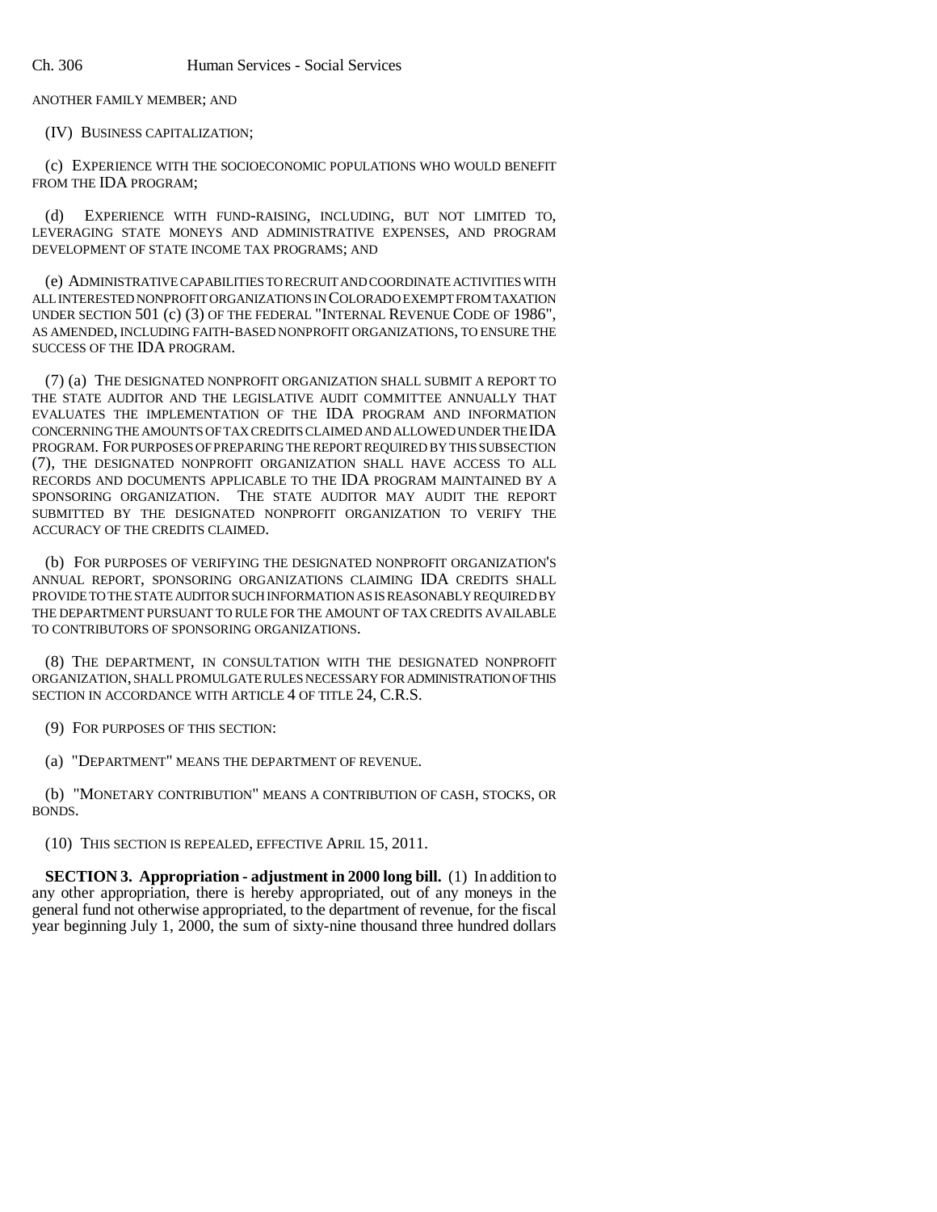ANOTHER FAMILY MEMBER; AND

(IV) BUSINESS CAPITALIZATION;

(c) EXPERIENCE WITH THE SOCIOECONOMIC POPULATIONS WHO WOULD BENEFIT FROM THE IDA PROGRAM;

(d) EXPERIENCE WITH FUND-RAISING, INCLUDING, BUT NOT LIMITED TO, LEVERAGING STATE MONEYS AND ADMINISTRATIVE EXPENSES, AND PROGRAM DEVELOPMENT OF STATE INCOME TAX PROGRAMS; AND

(e) ADMINISTRATIVE CAPABILITIES TO RECRUIT AND COORDINATE ACTIVITIES WITH ALL INTERESTED NONPROFIT ORGANIZATIONS IN COLORADO EXEMPT FROM TAXATION UNDER SECTION 501 (c) (3) OF THE FEDERAL "INTERNAL REVENUE CODE OF 1986", AS AMENDED, INCLUDING FAITH-BASED NONPROFIT ORGANIZATIONS, TO ENSURE THE SUCCESS OF THE IDA PROGRAM.

(7) (a) THE DESIGNATED NONPROFIT ORGANIZATION SHALL SUBMIT A REPORT TO THE STATE AUDITOR AND THE LEGISLATIVE AUDIT COMMITTEE ANNUALLY THAT EVALUATES THE IMPLEMENTATION OF THE IDA PROGRAM AND INFORMATION CONCERNING THE AMOUNTS OF TAX CREDITS CLAIMED AND ALLOWED UNDER THE IDA PROGRAM. FOR PURPOSES OF PREPARING THE REPORT REQUIRED BY THIS SUBSECTION (7), THE DESIGNATED NONPROFIT ORGANIZATION SHALL HAVE ACCESS TO ALL RECORDS AND DOCUMENTS APPLICABLE TO THE IDA PROGRAM MAINTAINED BY A SPONSORING ORGANIZATION. THE STATE AUDITOR MAY AUDIT THE REPORT SUBMITTED BY THE DESIGNATED NONPROFIT ORGANIZATION TO VERIFY THE ACCURACY OF THE CREDITS CLAIMED.

(b) FOR PURPOSES OF VERIFYING THE DESIGNATED NONPROFIT ORGANIZATION'S ANNUAL REPORT, SPONSORING ORGANIZATIONS CLAIMING IDA CREDITS SHALL PROVIDE TO THE STATE AUDITOR SUCH INFORMATION AS IS REASONABLY REQUIRED BY THE DEPARTMENT PURSUANT TO RULE FOR THE AMOUNT OF TAX CREDITS AVAILABLE TO CONTRIBUTORS OF SPONSORING ORGANIZATIONS.

(8) THE DEPARTMENT, IN CONSULTATION WITH THE DESIGNATED NONPROFIT ORGANIZATION, SHALL PROMULGATE RULES NECESSARY FOR ADMINISTRATION OF THIS SECTION IN ACCORDANCE WITH ARTICLE 4 OF TITLE 24, C.R.S.

(9) FOR PURPOSES OF THIS SECTION:

(a) "DEPARTMENT" MEANS THE DEPARTMENT OF REVENUE.

(b) "MONETARY CONTRIBUTION" MEANS A CONTRIBUTION OF CASH, STOCKS, OR BONDS.

(10) THIS SECTION IS REPEALED, EFFECTIVE APRIL 15, 2011.

**SECTION 3. Appropriation - adjustment in 2000 long bill.** (1) In addition to any other appropriation, there is hereby appropriated, out of any moneys in the general fund not otherwise appropriated, to the department of revenue, for the fiscal year beginning July 1, 2000, the sum of sixty-nine thousand three hundred dollars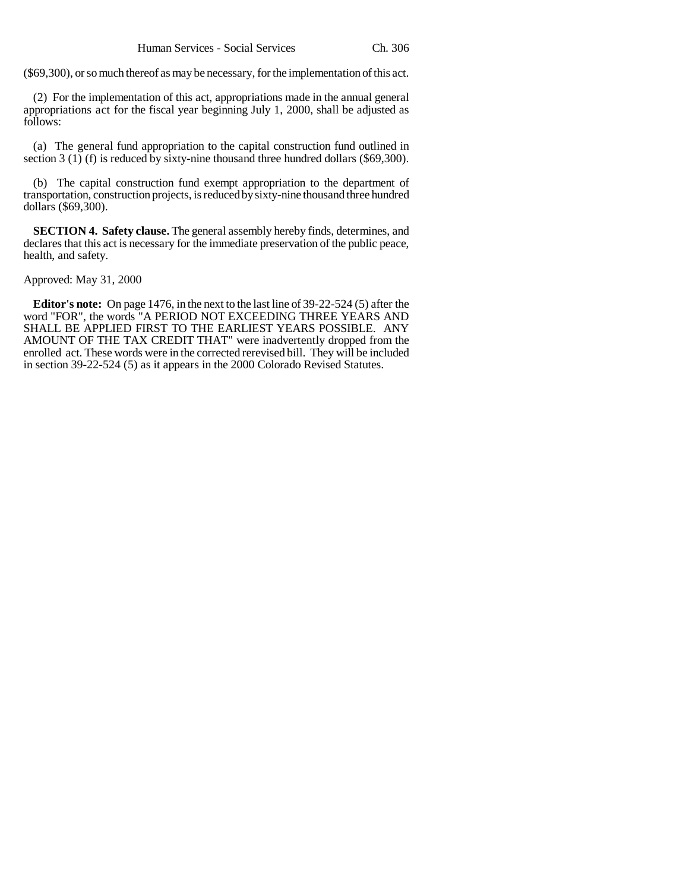($69,300), or so much thereof as may be necessary, for the implementation of this act.

(2) For the implementation of this act, appropriations made in the annual general appropriations act for the fiscal year beginning July 1, 2000, shall be adjusted as follows:

(a) The general fund appropriation to the capital construction fund outlined in section 3 (1) (f) is reduced by sixty-nine thousand three hundred dollars ($69,300).

(b) The capital construction fund exempt appropriation to the department of transportation, construction projects, is reduced by sixty-nine thousand three hundred dollars ($69,300).

**SECTION 4. Safety clause.** The general assembly hereby finds, determines, and declares that this act is necessary for the immediate preservation of the public peace, health, and safety.

Approved: May 31, 2000

**Editor's note:** On page 1476, in the next to the last line of 39-22-524 (5) after the word "FOR", the words "A PERIOD NOT EXCEEDING THREE YEARS AND SHALL BE APPLIED FIRST TO THE EARLIEST YEARS POSSIBLE. ANY AMOUNT OF THE TAX CREDIT THAT" were inadvertently dropped from the enrolled act. These words were in the corrected rerevised bill. They will be included in section 39-22-524 (5) as it appears in the 2000 Colorado Revised Statutes.